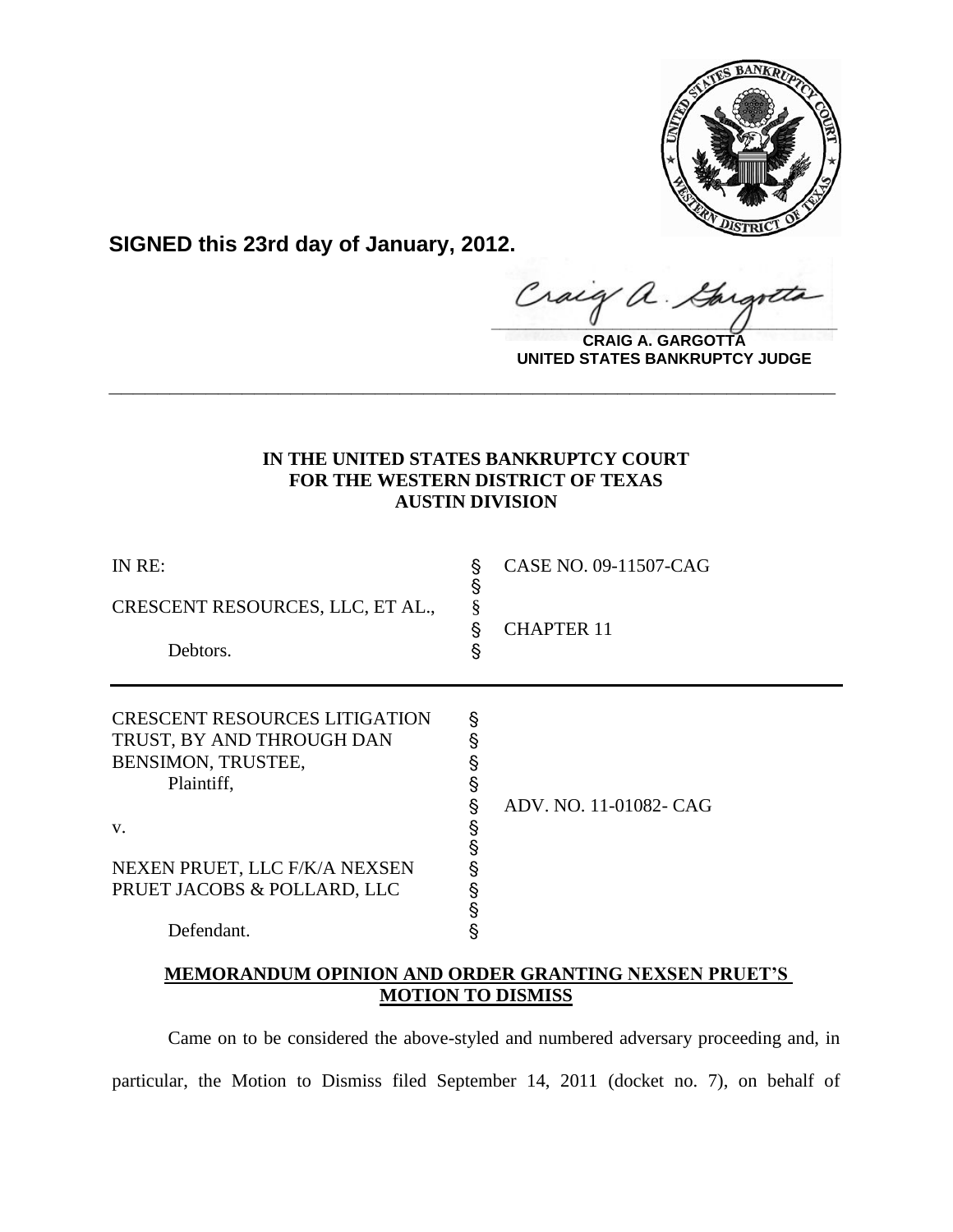**SIGNED this 23rd day of January, 2012.**

**CRAIG A. GARGOTTA**
**UNITED STATES BANKRUPTCY JUDGE**

---

**IN THE UNITED STATES BANKRUPTCY COURT**
**FOR THE WESTERN DISTRICT OF TEXAS**
**AUSTIN DIVISION**

| | | |
|---|---|---|
| IN RE: | § | CASE NO. 09-11507-CAG |
| | § | |
| CRESCENT RESOURCES, LLC, ET AL., | § | |
| | § | CHAPTER 11 |
| Debtors. | § | |

| | | |
|---|---|---|
| CRESCENT RESOURCES LITIGATION | § | |
| TRUST, BY AND THROUGH DAN | § | |
| BENSIMON, TRUSTEE, | § | |
| Plaintiff, | § | |
| | § | ADV. NO. 11-01082- CAG |
| v. | § | |
| | § | |
| NEXEN PRUET, LLC F/K/A NEXSEN | § | |
| PRUET JACOBS & POLLARD, LLC | § | |
| | § | |
| Defendant. | § | |

**MEMORANDUM OPINION AND ORDER GRANTING NEXSEN PRUET'S MOTION TO DISMISS**

Came on to be considered the above-styled and numbered adversary proceeding and, in particular, the Motion to Dismiss filed September 14, 2011 (docket no. 7), on behalf of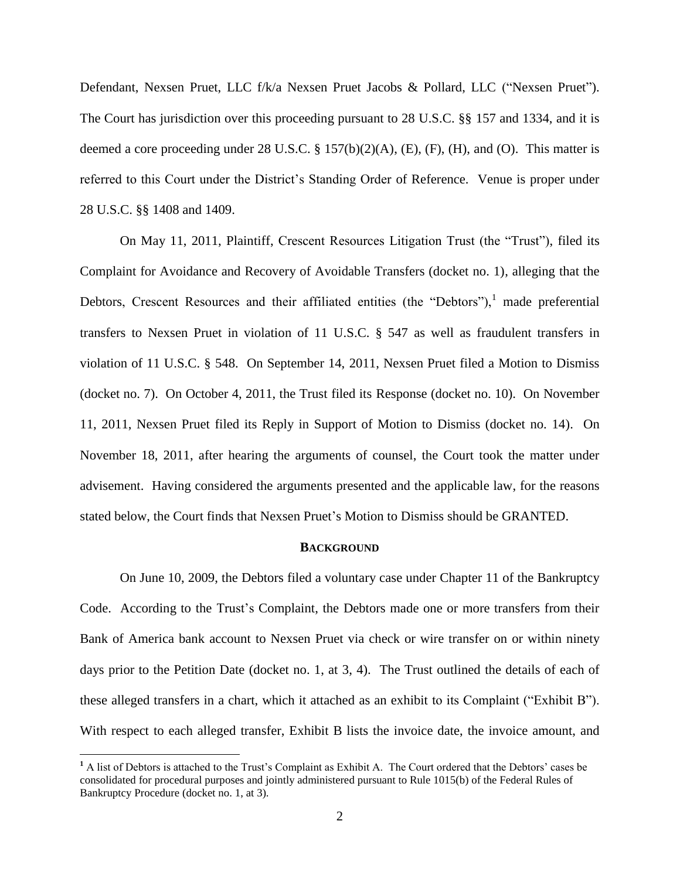Defendant, Nexsen Pruet, LLC f/k/a Nexsen Pruet Jacobs & Pollard, LLC ("Nexsen Pruet"). The Court has jurisdiction over this proceeding pursuant to 28 U.S.C. §§ 157 and 1334, and it is deemed a core proceeding under 28 U.S.C. § 157(b)(2)(A), (E), (F), (H), and (O). This matter is referred to this Court under the District's Standing Order of Reference. Venue is proper under 28 U.S.C. §§ 1408 and 1409.

On May 11, 2011, Plaintiff, Crescent Resources Litigation Trust (the "Trust"), filed its Complaint for Avoidance and Recovery of Avoidable Transfers (docket no. 1), alleging that the Debtors, Crescent Resources and their affiliated entities (the "Debtors"),[1] made preferential transfers to Nexsen Pruet in violation of 11 U.S.C. § 547 as well as fraudulent transfers in violation of 11 U.S.C. § 548. On September 14, 2011, Nexsen Pruet filed a Motion to Dismiss (docket no. 7). On October 4, 2011, the Trust filed its Response (docket no. 10). On November 11, 2011, Nexsen Pruet filed its Reply in Support of Motion to Dismiss (docket no. 14). On November 18, 2011, after hearing the arguments of counsel, the Court took the matter under advisement. Having considered the arguments presented and the applicable law, for the reasons stated below, the Court finds that Nexsen Pruet's Motion to Dismiss should be GRANTED.

## BACKGROUND

On June 10, 2009, the Debtors filed a voluntary case under Chapter 11 of the Bankruptcy Code. According to the Trust's Complaint, the Debtors made one or more transfers from their Bank of America bank account to Nexsen Pruet via check or wire transfer on or within ninety days prior to the Petition Date (docket no. 1, at 3, 4). The Trust outlined the details of each of these alleged transfers in a chart, which it attached as an exhibit to its Complaint ("Exhibit B"). With respect to each alleged transfer, Exhibit B lists the invoice date, the invoice amount, and

[1] A list of Debtors is attached to the Trust's Complaint as Exhibit A. The Court ordered that the Debtors' cases be consolidated for procedural purposes and jointly administered pursuant to Rule 1015(b) of the Federal Rules of Bankruptcy Procedure (docket no. 1, at 3).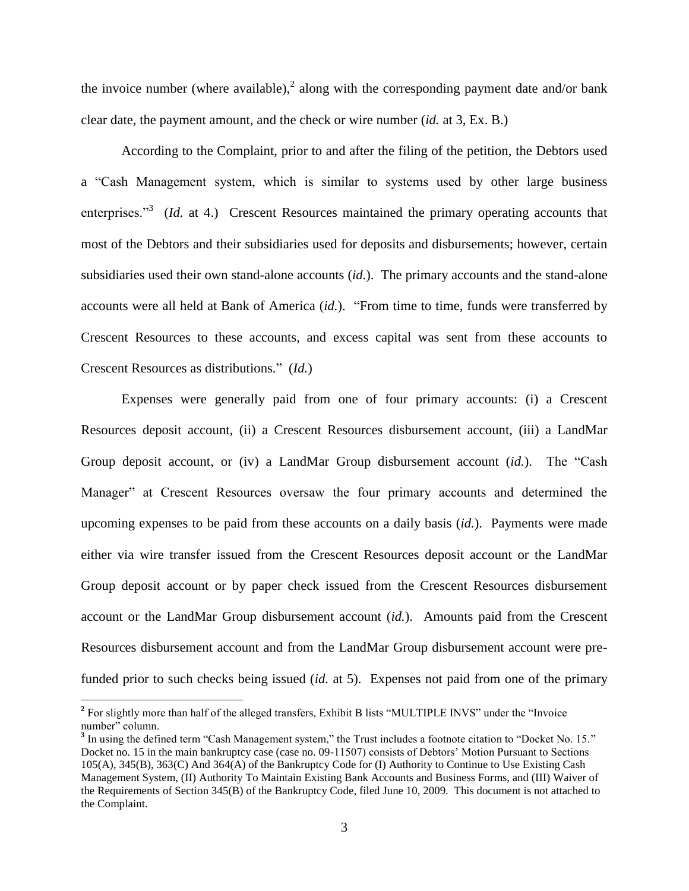the invoice number (where available),[2] along with the corresponding payment date and/or bank clear date, the payment amount, and the check or wire number (*id.* at 3, Ex. B.)

According to the Complaint, prior to and after the filing of the petition, the Debtors used a "Cash Management system, which is similar to systems used by other large business enterprises."[3] (*Id.* at 4.) Crescent Resources maintained the primary operating accounts that most of the Debtors and their subsidiaries used for deposits and disbursements; however, certain subsidiaries used their own stand-alone accounts (*id.*). The primary accounts and the stand-alone accounts were all held at Bank of America (*id.*). "From time to time, funds were transferred by Crescent Resources to these accounts, and excess capital was sent from these accounts to Crescent Resources as distributions." (*Id.*)

Expenses were generally paid from one of four primary accounts: (i) a Crescent Resources deposit account, (ii) a Crescent Resources disbursement account, (iii) a LandMar Group deposit account, or (iv) a LandMar Group disbursement account (*id.*). The "Cash Manager" at Crescent Resources oversaw the four primary accounts and determined the upcoming expenses to be paid from these accounts on a daily basis (*id.*). Payments were made either via wire transfer issued from the Crescent Resources deposit account or the LandMar Group deposit account or by paper check issued from the Crescent Resources disbursement account or the LandMar Group disbursement account (*id.*). Amounts paid from the Crescent Resources disbursement account and from the LandMar Group disbursement account were pre-funded prior to such checks being issued (*id.* at 5). Expenses not paid from one of the primary

---

[2] For slightly more than half of the alleged transfers, Exhibit B lists "MULTIPLE INVS" under the "Invoice number" column.

[3] In using the defined term "Cash Management system," the Trust includes a footnote citation to "Docket No. 15." Docket no. 15 in the main bankruptcy case (case no. 09-11507) consists of Debtors' Motion Pursuant to Sections 105(A), 345(B), 363(C) And 364(A) of the Bankruptcy Code for (I) Authority to Continue to Use Existing Cash Management System, (II) Authority To Maintain Existing Bank Accounts and Business Forms, and (III) Waiver of the Requirements of Section 345(B) of the Bankruptcy Code, filed June 10, 2009. This document is not attached to the Complaint.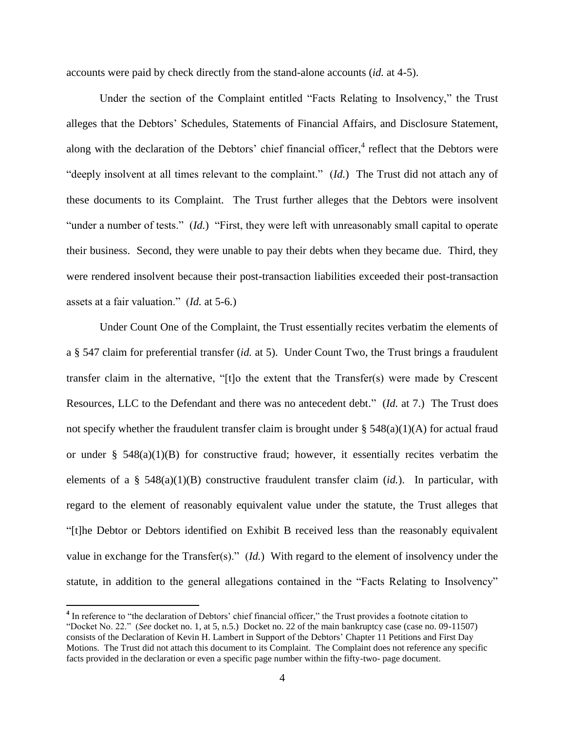accounts were paid by check directly from the stand-alone accounts (*id.* at 4-5).

Under the section of the Complaint entitled "Facts Relating to Insolvency," the Trust alleges that the Debtors' Schedules, Statements of Financial Affairs, and Disclosure Statement, along with the declaration of the Debtors' chief financial officer,[4] reflect that the Debtors were "deeply insolvent at all times relevant to the complaint." (*Id.*) The Trust did not attach any of these documents to its Complaint. The Trust further alleges that the Debtors were insolvent "under a number of tests." (*Id.*) "First, they were left with unreasonably small capital to operate their business. Second, they were unable to pay their debts when they became due. Third, they were rendered insolvent because their post-transaction liabilities exceeded their post-transaction assets at a fair valuation." (*Id.* at 5-6.)

Under Count One of the Complaint, the Trust essentially recites verbatim the elements of a § 547 claim for preferential transfer (*id.* at 5). Under Count Two, the Trust brings a fraudulent transfer claim in the alternative, "[t]o the extent that the Transfer(s) were made by Crescent Resources, LLC to the Defendant and there was no antecedent debt." (*Id.* at 7.) The Trust does not specify whether the fraudulent transfer claim is brought under § 548(a)(1)(A) for actual fraud or under § 548(a)(1)(B) for constructive fraud; however, it essentially recites verbatim the elements of a § 548(a)(1)(B) constructive fraudulent transfer claim (*id.*). In particular, with regard to the element of reasonably equivalent value under the statute, the Trust alleges that "[t]he Debtor or Debtors identified on Exhibit B received less than the reasonably equivalent value in exchange for the Transfer(s)." (*Id.*) With regard to the element of insolvency under the statute, in addition to the general allegations contained in the "Facts Relating to Insolvency"

[4] In reference to "the declaration of Debtors' chief financial officer," the Trust provides a footnote citation to "Docket No. 22." (*See* docket no. 1, at 5, n.5.) Docket no. 22 of the main bankruptcy case (case no. 09-11507) consists of the Declaration of Kevin H. Lambert in Support of the Debtors' Chapter 11 Petitions and First Day Motions. The Trust did not attach this document to its Complaint. The Complaint does not reference any specific facts provided in the declaration or even a specific page number within the fifty-two- page document.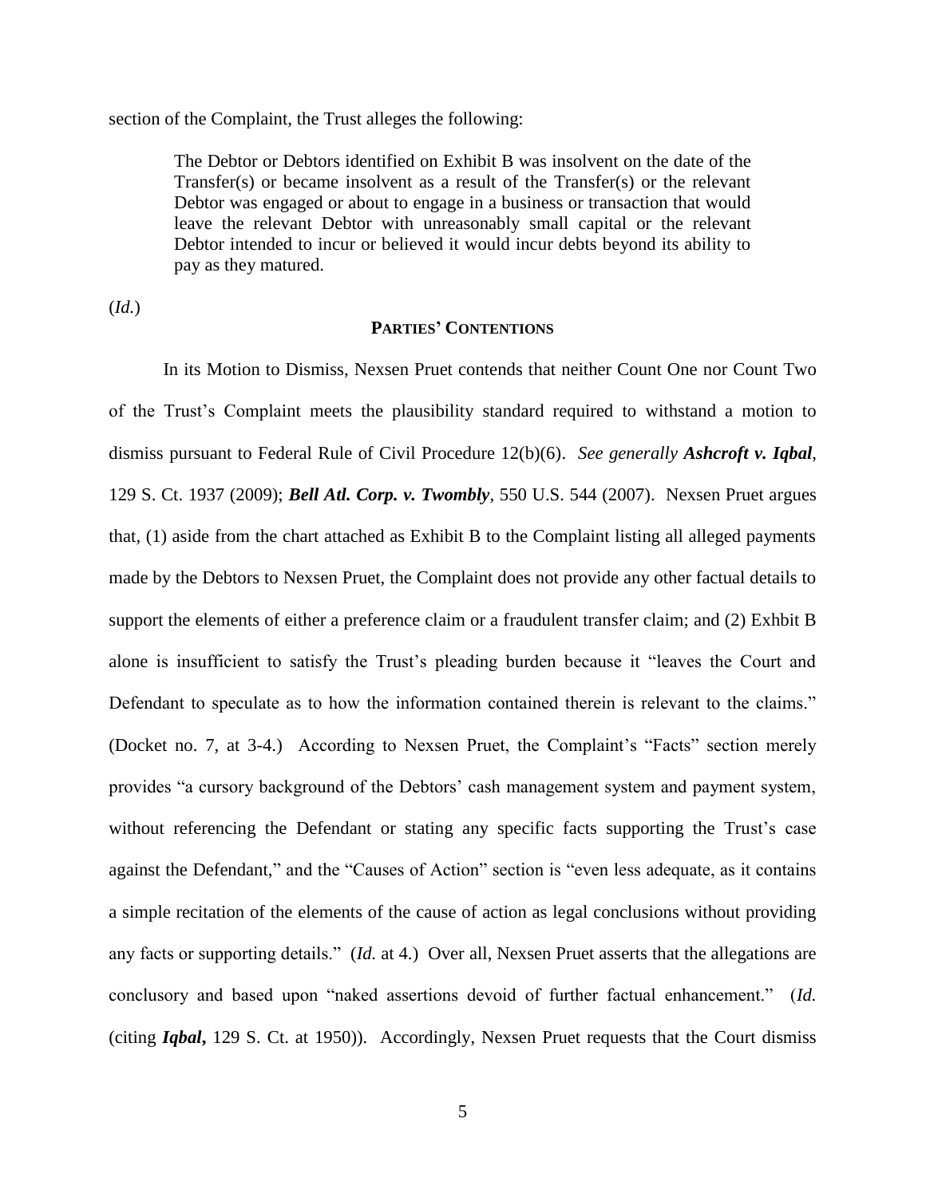section of the Complaint, the Trust alleges the following:

> The Debtor or Debtors identified on Exhibit B was insolvent on the date of the Transfer(s) or became insolvent as a result of the Transfer(s) or the relevant Debtor was engaged or about to engage in a business or transaction that would leave the relevant Debtor with unreasonably small capital or the relevant Debtor intended to incur or believed it would incur debts beyond its ability to pay as they matured.

(*Id.*)

## **PARTIES' CONTENTIONS**

In its Motion to Dismiss, Nexsen Pruet contends that neither Count One nor Count Two of the Trust's Complaint meets the plausibility standard required to withstand a motion to dismiss pursuant to Federal Rule of Civil Procedure 12(b)(6). *See generally* ***Ashcroft v. Iqbal***, 129 S. Ct. 1937 (2009); ***Bell Atl. Corp. v. Twombly***, 550 U.S. 544 (2007). Nexsen Pruet argues that, (1) aside from the chart attached as Exhibit B to the Complaint listing all alleged payments made by the Debtors to Nexsen Pruet, the Complaint does not provide any other factual details to support the elements of either a preference claim or a fraudulent transfer claim; and (2) Exhbit B alone is insufficient to satisfy the Trust's pleading burden because it "leaves the Court and Defendant to speculate as to how the information contained therein is relevant to the claims." (Docket no. 7, at 3-4.) According to Nexsen Pruet, the Complaint's "Facts" section merely provides "a cursory background of the Debtors' cash management system and payment system, without referencing the Defendant or stating any specific facts supporting the Trust's case against the Defendant," and the "Causes of Action" section is "even less adequate, as it contains a simple recitation of the elements of the cause of action as legal conclusions without providing any facts or supporting details." (*Id.* at 4.) Over all, Nexsen Pruet asserts that the allegations are conclusory and based upon "naked assertions devoid of further factual enhancement." (*Id.* (citing ***Iqbal*****,** 129 S. Ct. at 1950)). Accordingly, Nexsen Pruet requests that the Court dismiss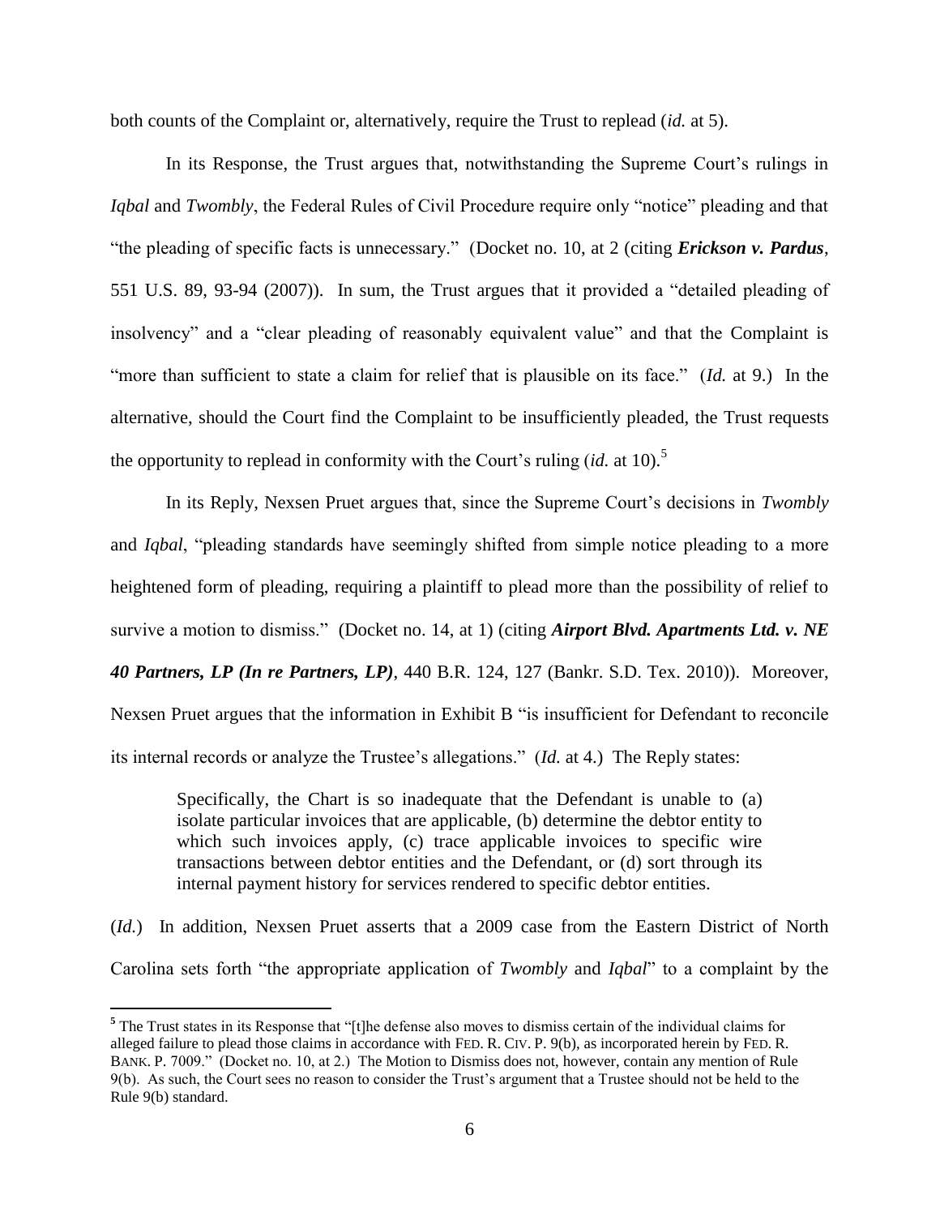both counts of the Complaint or, alternatively, require the Trust to replead (*id.* at 5).

In its Response, the Trust argues that, notwithstanding the Supreme Court's rulings in *Iqbal* and *Twombly*, the Federal Rules of Civil Procedure require only "notice" pleading and that "the pleading of specific facts is unnecessary." (Docket no. 10, at 2 (citing ***Erickson v. Pardus***, 551 U.S. 89, 93-94 (2007)). In sum, the Trust argues that it provided a "detailed pleading of insolvency" and a "clear pleading of reasonably equivalent value" and that the Complaint is "more than sufficient to state a claim for relief that is plausible on its face." (*Id.* at 9.) In the alternative, should the Court find the Complaint to be insufficiently pleaded, the Trust requests the opportunity to replead in conformity with the Court's ruling (*id.* at 10).[5]

In its Reply, Nexsen Pruet argues that, since the Supreme Court's decisions in *Twombly* and *Iqbal*, "pleading standards have seemingly shifted from simple notice pleading to a more heightened form of pleading, requiring a plaintiff to plead more than the possibility of relief to survive a motion to dismiss." (Docket no. 14, at 1) (citing ***Airport Blvd. Apartments Ltd. v. NE 40 Partners, LP (In re Partners, LP)***, 440 B.R. 124, 127 (Bankr. S.D. Tex. 2010)). Moreover, Nexsen Pruet argues that the information in Exhibit B "is insufficient for Defendant to reconcile its internal records or analyze the Trustee's allegations." (*Id.* at 4.) The Reply states:

> Specifically, the Chart is so inadequate that the Defendant is unable to (a) isolate particular invoices that are applicable, (b) determine the debtor entity to which such invoices apply, (c) trace applicable invoices to specific wire transactions between debtor entities and the Defendant, or (d) sort through its internal payment history for services rendered to specific debtor entities.

(*Id.*) In addition, Nexsen Pruet asserts that a 2009 case from the Eastern District of North Carolina sets forth "the appropriate application of *Twombly* and *Iqbal*" to a complaint by the

---

[5] The Trust states in its Response that "[t]he defense also moves to dismiss certain of the individual claims for alleged failure to plead those claims in accordance with FED. R. CIV. P. 9(b), as incorporated herein by FED. R. BANK. P. 7009." (Docket no. 10, at 2.) The Motion to Dismiss does not, however, contain any mention of Rule 9(b). As such, the Court sees no reason to consider the Trust's argument that a Trustee should not be held to the Rule 9(b) standard.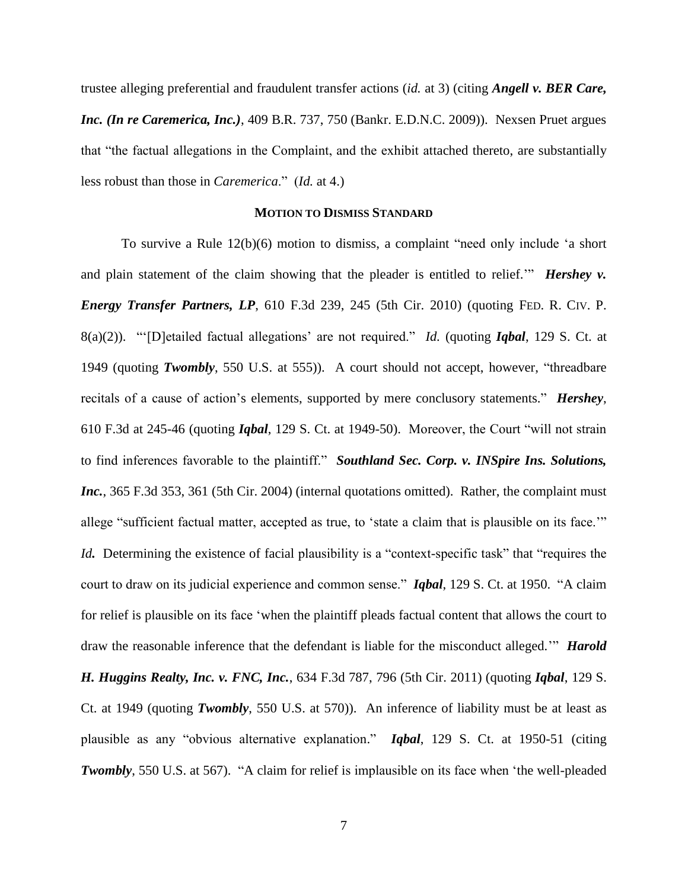trustee alleging preferential and fraudulent transfer actions (*id.* at 3) (citing ***Angell v. BER Care, Inc. (In re Caremerica, Inc.)***, 409 B.R. 737, 750 (Bankr. E.D.N.C. 2009)). Nexsen Pruet argues that "the factual allegations in the Complaint, and the exhibit attached thereto, are substantially less robust than those in *Caremerica*." (*Id.* at 4.)

## MOTION TO DISMISS STANDARD

To survive a Rule 12(b)(6) motion to dismiss, a complaint "need only include 'a short and plain statement of the claim showing that the pleader is entitled to relief.'" ***Hershey v. Energy Transfer Partners, LP***, 610 F.3d 239, 245 (5th Cir. 2010) (quoting FED. R. CIV. P. 8(a)(2)). "'[D]etailed factual allegations' are not required." *Id.* (quoting ***Iqbal***, 129 S. Ct. at 1949 (quoting ***Twombly***, 550 U.S. at 555)). A court should not accept, however, "threadbare recitals of a cause of action's elements, supported by mere conclusory statements." ***Hershey***, 610 F.3d at 245-46 (quoting ***Iqbal***, 129 S. Ct. at 1949-50). Moreover, the Court "will not strain to find inferences favorable to the plaintiff." ***Southland Sec. Corp. v. INSpire Ins. Solutions, Inc.***, 365 F.3d 353, 361 (5th Cir. 2004) (internal quotations omitted). Rather, the complaint must allege "sufficient factual matter, accepted as true, to 'state a claim that is plausible on its face.'" ***Id.*** Determining the existence of facial plausibility is a "context-specific task" that "requires the court to draw on its judicial experience and common sense." ***Iqbal***, 129 S. Ct. at 1950. "A claim for relief is plausible on its face 'when the plaintiff pleads factual content that allows the court to draw the reasonable inference that the defendant is liable for the misconduct alleged.'" ***Harold H. Huggins Realty, Inc. v. FNC, Inc.***, 634 F.3d 787, 796 (5th Cir. 2011) (quoting ***Iqbal***, 129 S. Ct. at 1949 (quoting ***Twombly***, 550 U.S. at 570)). An inference of liability must be at least as plausible as any "obvious alternative explanation." ***Iqbal***, 129 S. Ct. at 1950-51 (citing ***Twombly***, 550 U.S. at 567). "A claim for relief is implausible on its face when 'the well-pleaded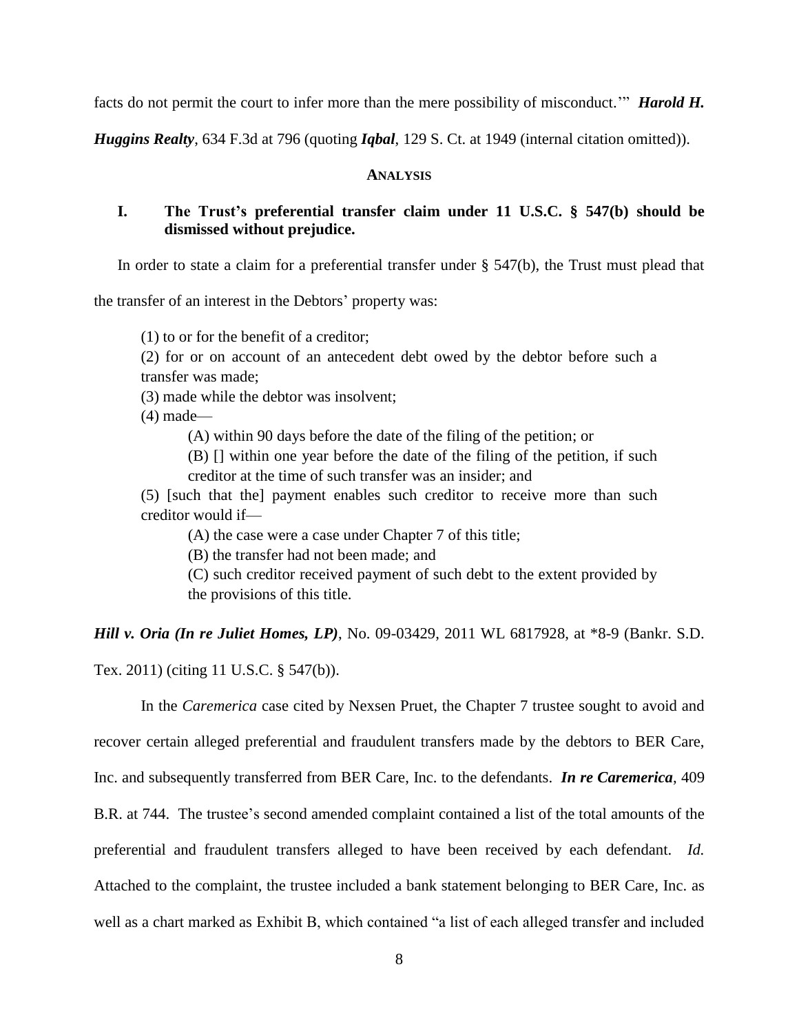facts do not permit the court to infer more than the mere possibility of misconduct.'" ***Harold H. Huggins Realty***, 634 F.3d at 796 (quoting ***Iqbal***, 129 S. Ct. at 1949 (internal citation omitted)).

## ANALYSIS

### I. The Trust's preferential transfer claim under 11 U.S.C. § 547(b) should be dismissed without prejudice.

In order to state a claim for a preferential transfer under § 547(b), the Trust must plead that the transfer of an interest in the Debtors' property was:

> (1) to or for the benefit of a creditor;
>
> (2) for or on account of an antecedent debt owed by the debtor before such a transfer was made;
>
> (3) made while the debtor was insolvent;
>
> (4) made—
>
> > (A) within 90 days before the date of the filing of the petition; or
> >
> > (B) [] within one year before the date of the filing of the petition, if such creditor at the time of such transfer was an insider; and
>
> (5) [such that the] payment enables such creditor to receive more than such creditor would if—
>
> > (A) the case were a case under Chapter 7 of this title;
> >
> > (B) the transfer had not been made; and
> >
> > (C) such creditor received payment of such debt to the extent provided by the provisions of this title.

***Hill v. Oria (In re Juliet Homes, LP)***, No. 09-03429, 2011 WL 6817928, at *8-9 (Bankr. S.D. Tex. 2011) (citing 11 U.S.C. § 547(b)).

In the *Caremerica* case cited by Nexsen Pruet, the Chapter 7 trustee sought to avoid and recover certain alleged preferential and fraudulent transfers made by the debtors to BER Care, Inc. and subsequently transferred from BER Care, Inc. to the defendants. ***In re Caremerica***, 409 B.R. at 744. The trustee's second amended complaint contained a list of the total amounts of the preferential and fraudulent transfers alleged to have been received by each defendant. *Id.* Attached to the complaint, the trustee included a bank statement belonging to BER Care, Inc. as well as a chart marked as Exhibit B, which contained "a list of each alleged transfer and included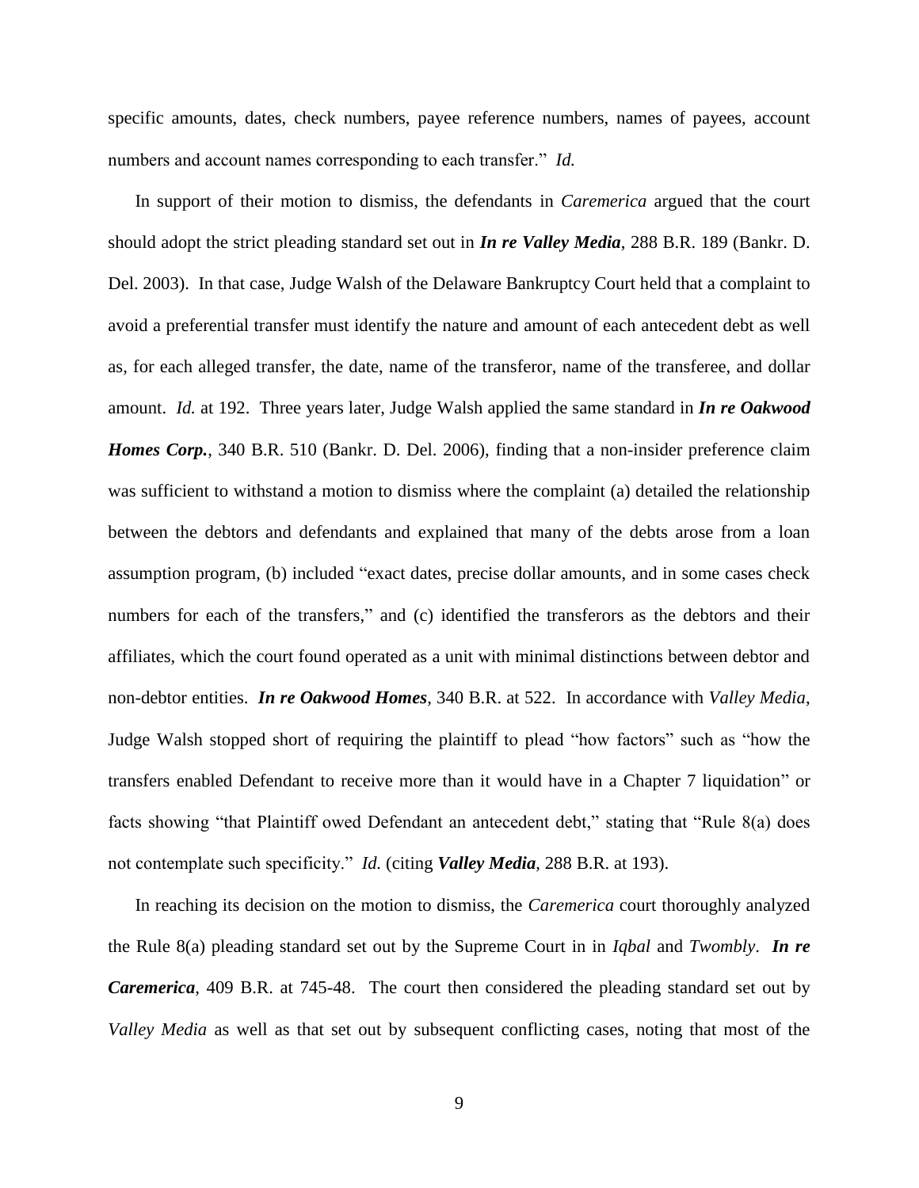specific amounts, dates, check numbers, payee reference numbers, names of payees, account numbers and account names corresponding to each transfer." *Id.*

In support of their motion to dismiss, the defendants in *Caremerica* argued that the court should adopt the strict pleading standard set out in ***In re Valley Media***, 288 B.R. 189 (Bankr. D. Del. 2003). In that case, Judge Walsh of the Delaware Bankruptcy Court held that a complaint to avoid a preferential transfer must identify the nature and amount of each antecedent debt as well as, for each alleged transfer, the date, name of the transferor, name of the transferee, and dollar amount. *Id.* at 192. Three years later, Judge Walsh applied the same standard in ***In re Oakwood Homes Corp.***, 340 B.R. 510 (Bankr. D. Del. 2006), finding that a non-insider preference claim was sufficient to withstand a motion to dismiss where the complaint (a) detailed the relationship between the debtors and defendants and explained that many of the debts arose from a loan assumption program, (b) included "exact dates, precise dollar amounts, and in some cases check numbers for each of the transfers," and (c) identified the transferors as the debtors and their affiliates, which the court found operated as a unit with minimal distinctions between debtor and non-debtor entities. ***In re Oakwood Homes***, 340 B.R. at 522. In accordance with *Valley Media*, Judge Walsh stopped short of requiring the plaintiff to plead "how factors" such as "how the transfers enabled Defendant to receive more than it would have in a Chapter 7 liquidation" or facts showing "that Plaintiff owed Defendant an antecedent debt," stating that "Rule 8(a) does not contemplate such specificity." *Id.* (citing ***Valley Media***, 288 B.R. at 193).

In reaching its decision on the motion to dismiss, the *Caremerica* court thoroughly analyzed the Rule 8(a) pleading standard set out by the Supreme Court in in *Iqbal* and *Twombly*. ***In re Caremerica***, 409 B.R. at 745-48. The court then considered the pleading standard set out by *Valley Media* as well as that set out by subsequent conflicting cases, noting that most of the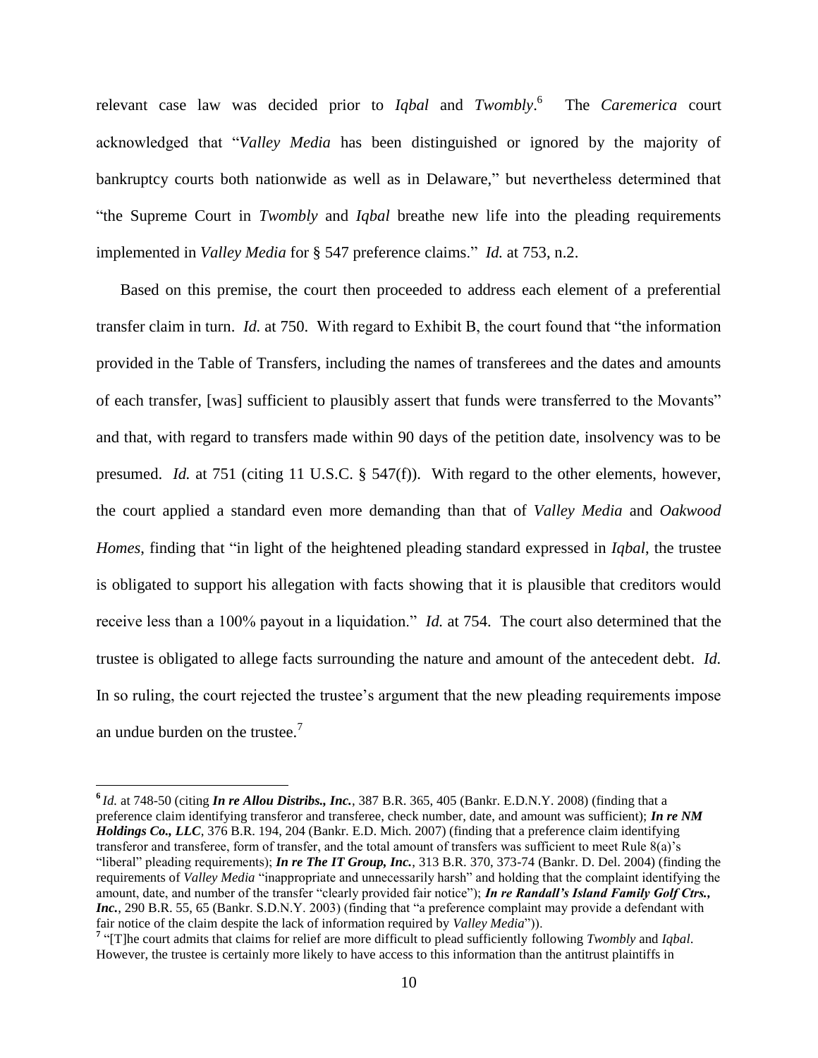relevant case law was decided prior to *Iqbal* and *Twombly*.[6] The *Caremerica* court acknowledged that "*Valley Media* has been distinguished or ignored by the majority of bankruptcy courts both nationwide as well as in Delaware," but nevertheless determined that "the Supreme Court in *Twombly* and *Iqbal* breathe new life into the pleading requirements implemented in *Valley Media* for § 547 preference claims." *Id.* at 753, n.2.

Based on this premise, the court then proceeded to address each element of a preferential transfer claim in turn. *Id.* at 750. With regard to Exhibit B, the court found that "the information provided in the Table of Transfers, including the names of transferees and the dates and amounts of each transfer, [was] sufficient to plausibly assert that funds were transferred to the Movants" and that, with regard to transfers made within 90 days of the petition date, insolvency was to be presumed. *Id.* at 751 (citing 11 U.S.C. § 547(f)). With regard to the other elements, however, the court applied a standard even more demanding than that of *Valley Media* and *Oakwood Homes*, finding that "in light of the heightened pleading standard expressed in *Iqbal*, the trustee is obligated to support his allegation with facts showing that it is plausible that creditors would receive less than a 100% payout in a liquidation." *Id.* at 754. The court also determined that the trustee is obligated to allege facts surrounding the nature and amount of the antecedent debt. *Id.* In so ruling, the court rejected the trustee's argument that the new pleading requirements impose an undue burden on the trustee.[7]

---

[6] *Id.* at 748-50 (citing ***In re Allou Distribs., Inc.***, 387 B.R. 365, 405 (Bankr. E.D.N.Y. 2008) (finding that a preference claim identifying transferor and transferee, check number, date, and amount was sufficient); ***In re NM Holdings Co., LLC***, 376 B.R. 194, 204 (Bankr. E.D. Mich. 2007) (finding that a preference claim identifying transferor and transferee, form of transfer, and the total amount of transfers was sufficient to meet Rule 8(a)'s "liberal" pleading requirements); ***In re The IT Group, Inc.***, 313 B.R. 370, 373-74 (Bankr. D. Del. 2004) (finding the requirements of *Valley Media* "inappropriate and unnecessarily harsh" and holding that the complaint identifying the amount, date, and number of the transfer "clearly provided fair notice"); ***In re Randall's Island Family Golf Ctrs., Inc.***, 290 B.R. 55, 65 (Bankr. S.D.N.Y. 2003) (finding that "a preference complaint may provide a defendant with fair notice of the claim despite the lack of information required by *Valley Media*")).

[7] "[T]he court admits that claims for relief are more difficult to plead sufficiently following *Twombly* and *Iqbal*. However, the trustee is certainly more likely to have access to this information than the antitrust plaintiffs in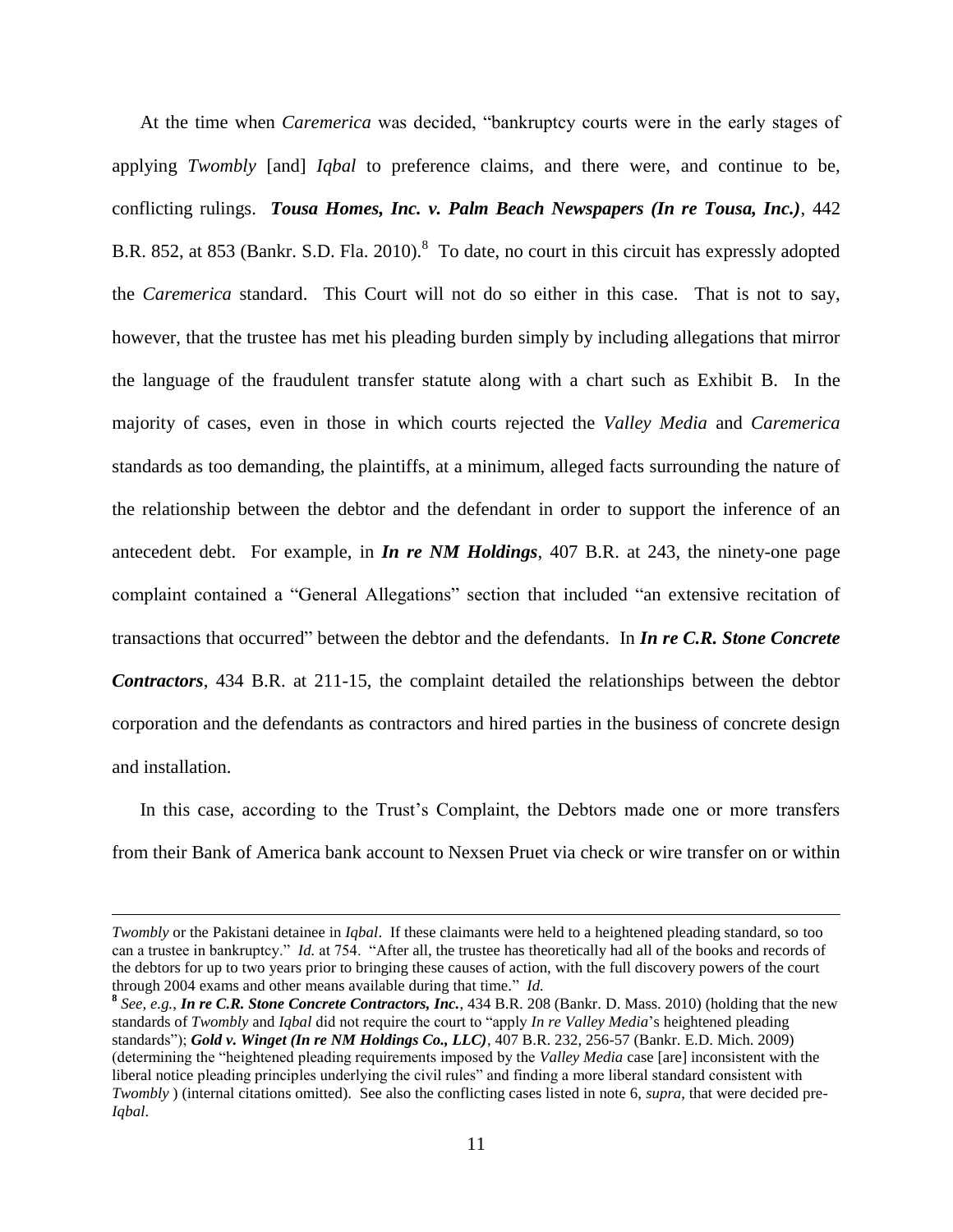At the time when *Caremerica* was decided, "bankruptcy courts were in the early stages of applying *Twombly* [and] *Iqbal* to preference claims, and there were, and continue to be, conflicting rulings. ***Tousa Homes, Inc. v. Palm Beach Newspapers (In re Tousa, Inc.)***, 442 B.R. 852, at 853 (Bankr. S.D. Fla. 2010).[8] To date, no court in this circuit has expressly adopted the *Caremerica* standard. This Court will not do so either in this case. That is not to say, however, that the trustee has met his pleading burden simply by including allegations that mirror the language of the fraudulent transfer statute along with a chart such as Exhibit B. In the majority of cases, even in those in which courts rejected the *Valley Media* and *Caremerica* standards as too demanding, the plaintiffs, at a minimum, alleged facts surrounding the nature of the relationship between the debtor and the defendant in order to support the inference of an antecedent debt. For example, in ***In re NM Holdings***, 407 B.R. at 243, the ninety-one page complaint contained a "General Allegations" section that included "an extensive recitation of transactions that occurred" between the debtor and the defendants. In ***In re C.R. Stone Concrete Contractors***, 434 B.R. at 211-15, the complaint detailed the relationships between the debtor corporation and the defendants as contractors and hired parties in the business of concrete design and installation.

In this case, according to the Trust's Complaint, the Debtors made one or more transfers from their Bank of America bank account to Nexsen Pruet via check or wire transfer on or within

---

*Twombly* or the Pakistani detainee in *Iqbal*. If these claimants were held to a heightened pleading standard, so too can a trustee in bankruptcy." *Id.* at 754. "After all, the trustee has theoretically had all of the books and records of the debtors for up to two years prior to bringing these causes of action, with the full discovery powers of the court through 2004 exams and other means available during that time." *Id.*

[8] *See, e.g.*, ***In re C.R. Stone Concrete Contractors, Inc.***, 434 B.R. 208 (Bankr. D. Mass. 2010) (holding that the new standards of *Twombly* and *Iqbal* did not require the court to "apply *In re Valley Media*'s heightened pleading standards"); ***Gold v. Winget (In re NM Holdings Co., LLC)***, 407 B.R. 232, 256-57 (Bankr. E.D. Mich. 2009) (determining the "heightened pleading requirements imposed by the *Valley Media* case [are] inconsistent with the liberal notice pleading principles underlying the civil rules" and finding a more liberal standard consistent with *Twombly* ) (internal citations omitted). See also the conflicting cases listed in note 6, *supra*, that were decided pre-*Iqbal*.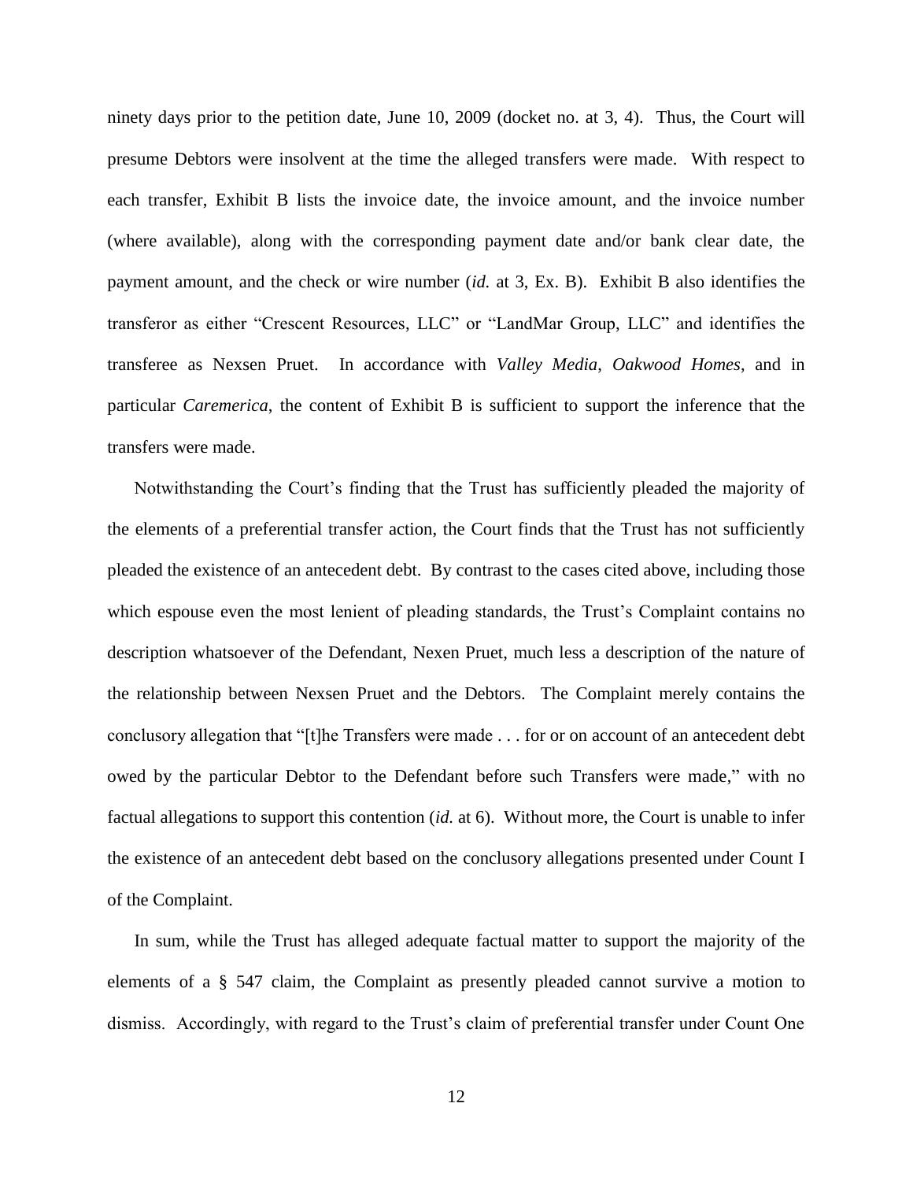ninety days prior to the petition date, June 10, 2009 (docket no. at 3, 4). Thus, the Court will presume Debtors were insolvent at the time the alleged transfers were made. With respect to each transfer, Exhibit B lists the invoice date, the invoice amount, and the invoice number (where available), along with the corresponding payment date and/or bank clear date, the payment amount, and the check or wire number (*id.* at 3, Ex. B). Exhibit B also identifies the transferor as either "Crescent Resources, LLC" or "LandMar Group, LLC" and identifies the transferee as Nexsen Pruet. In accordance with *Valley Media*, *Oakwood Homes*, and in particular *Caremerica*, the content of Exhibit B is sufficient to support the inference that the transfers were made.

Notwithstanding the Court's finding that the Trust has sufficiently pleaded the majority of the elements of a preferential transfer action, the Court finds that the Trust has not sufficiently pleaded the existence of an antecedent debt. By contrast to the cases cited above, including those which espouse even the most lenient of pleading standards, the Trust's Complaint contains no description whatsoever of the Defendant, Nexen Pruet, much less a description of the nature of the relationship between Nexsen Pruet and the Debtors. The Complaint merely contains the conclusory allegation that "[t]he Transfers were made . . . for or on account of an antecedent debt owed by the particular Debtor to the Defendant before such Transfers were made," with no factual allegations to support this contention (*id.* at 6). Without more, the Court is unable to infer the existence of an antecedent debt based on the conclusory allegations presented under Count I of the Complaint.

In sum, while the Trust has alleged adequate factual matter to support the majority of the elements of a § 547 claim, the Complaint as presently pleaded cannot survive a motion to dismiss. Accordingly, with regard to the Trust's claim of preferential transfer under Count One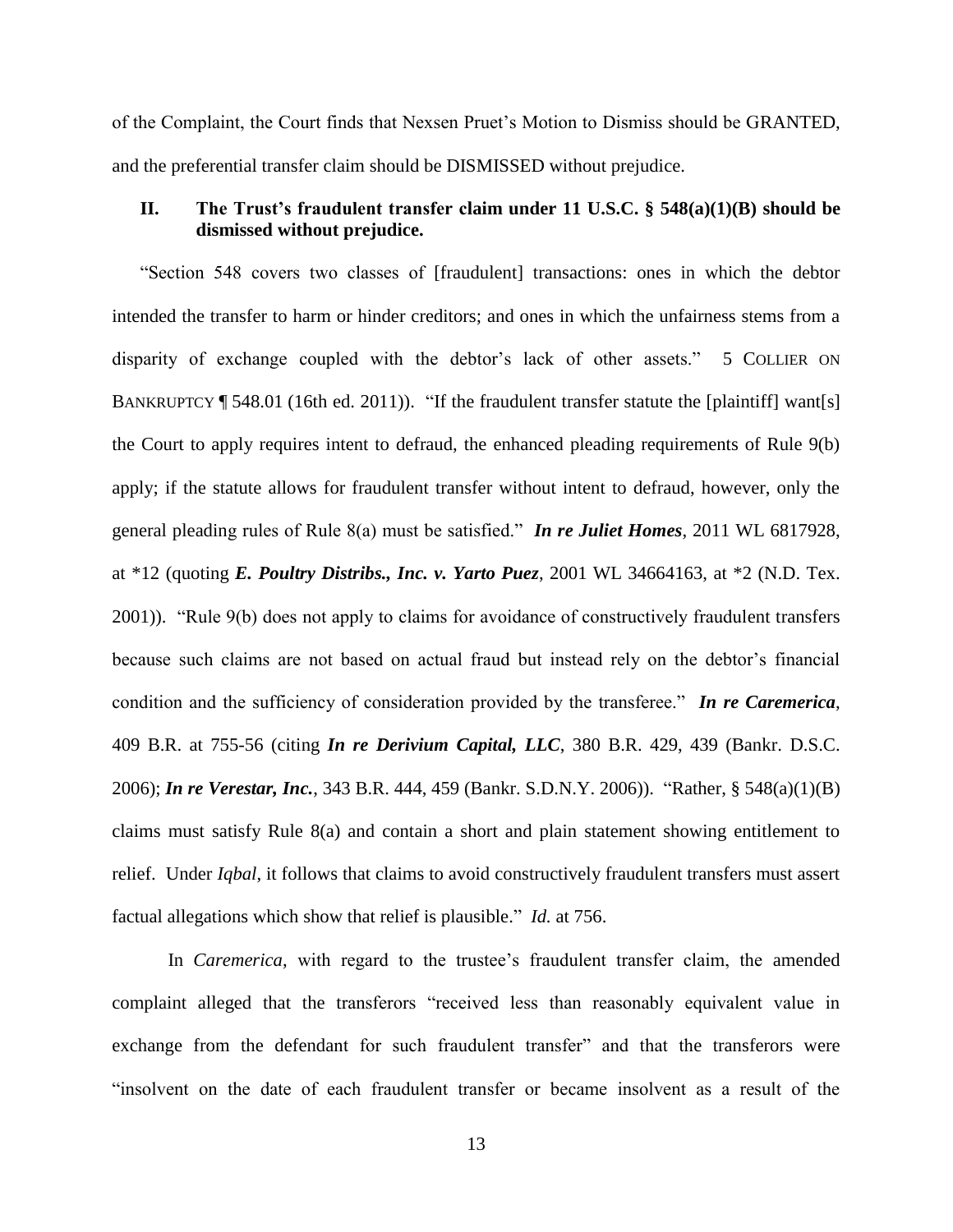of the Complaint, the Court finds that Nexsen Pruet's Motion to Dismiss should be GRANTED, and the preferential transfer claim should be DISMISSED without prejudice.

## II. The Trust's fraudulent transfer claim under 11 U.S.C. § 548(a)(1)(B) should be dismissed without prejudice.

"Section 548 covers two classes of [fraudulent] transactions: ones in which the debtor intended the transfer to harm or hinder creditors; and ones in which the unfairness stems from a disparity of exchange coupled with the debtor's lack of other assets." 5 COLLIER ON BANKRUPTCY ¶ 548.01 (16th ed. 2011)). "If the fraudulent transfer statute the [plaintiff] want[s] the Court to apply requires intent to defraud, the enhanced pleading requirements of Rule 9(b) apply; if the statute allows for fraudulent transfer without intent to defraud, however, only the general pleading rules of Rule 8(a) must be satisfied." ***In re Juliet Homes***, 2011 WL 6817928, at *12 (quoting ***E. Poultry Distribs., Inc. v. Yarto Puez***, 2001 WL 34664163, at *2 (N.D. Tex. 2001)). "Rule 9(b) does not apply to claims for avoidance of constructively fraudulent transfers because such claims are not based on actual fraud but instead rely on the debtor's financial condition and the sufficiency of consideration provided by the transferee." ***In re Caremerica***, 409 B.R. at 755-56 (citing ***In re Derivium Capital, LLC***, 380 B.R. 429, 439 (Bankr. D.S.C. 2006); ***In re Verestar, Inc.***, 343 B.R. 444, 459 (Bankr. S.D.N.Y. 2006)). "Rather, § 548(a)(1)(B) claims must satisfy Rule 8(a) and contain a short and plain statement showing entitlement to relief. Under *Iqbal*, it follows that claims to avoid constructively fraudulent transfers must assert factual allegations which show that relief is plausible." *Id.* at 756.

In *Caremerica*, with regard to the trustee's fraudulent transfer claim, the amended complaint alleged that the transferors "received less than reasonably equivalent value in exchange from the defendant for such fraudulent transfer" and that the transferors were "insolvent on the date of each fraudulent transfer or became insolvent as a result of the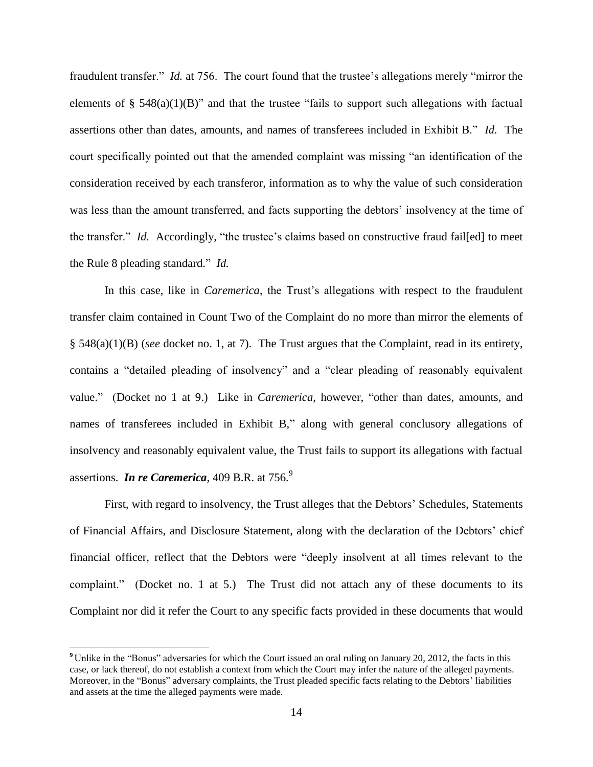fraudulent transfer." *Id.* at 756. The court found that the trustee's allegations merely "mirror the elements of § 548(a)(1)(B)" and that the trustee "fails to support such allegations with factual assertions other than dates, amounts, and names of transferees included in Exhibit B." *Id.* The court specifically pointed out that the amended complaint was missing "an identification of the consideration received by each transferor, information as to why the value of such consideration was less than the amount transferred, and facts supporting the debtors' insolvency at the time of the transfer." *Id.* Accordingly, "the trustee's claims based on constructive fraud fail[ed] to meet the Rule 8 pleading standard." *Id.*

In this case, like in *Caremerica*, the Trust's allegations with respect to the fraudulent transfer claim contained in Count Two of the Complaint do no more than mirror the elements of § 548(a)(1)(B) (*see* docket no. 1, at 7). The Trust argues that the Complaint, read in its entirety, contains a "detailed pleading of insolvency" and a "clear pleading of reasonably equivalent value." (Docket no 1 at 9.) Like in *Caremerica*, however, "other than dates, amounts, and names of transferees included in Exhibit B," along with general conclusory allegations of insolvency and reasonably equivalent value, the Trust fails to support its allegations with factual assertions. ***In re Caremerica***, 409 B.R. at 756.[9]

First, with regard to insolvency, the Trust alleges that the Debtors' Schedules, Statements of Financial Affairs, and Disclosure Statement, along with the declaration of the Debtors' chief financial officer, reflect that the Debtors were "deeply insolvent at all times relevant to the complaint." (Docket no. 1 at 5.) The Trust did not attach any of these documents to its Complaint nor did it refer the Court to any specific facts provided in these documents that would

[9] Unlike in the "Bonus" adversaries for which the Court issued an oral ruling on January 20, 2012, the facts in this case, or lack thereof, do not establish a context from which the Court may infer the nature of the alleged payments. Moreover, in the "Bonus" adversary complaints, the Trust pleaded specific facts relating to the Debtors' liabilities and assets at the time the alleged payments were made.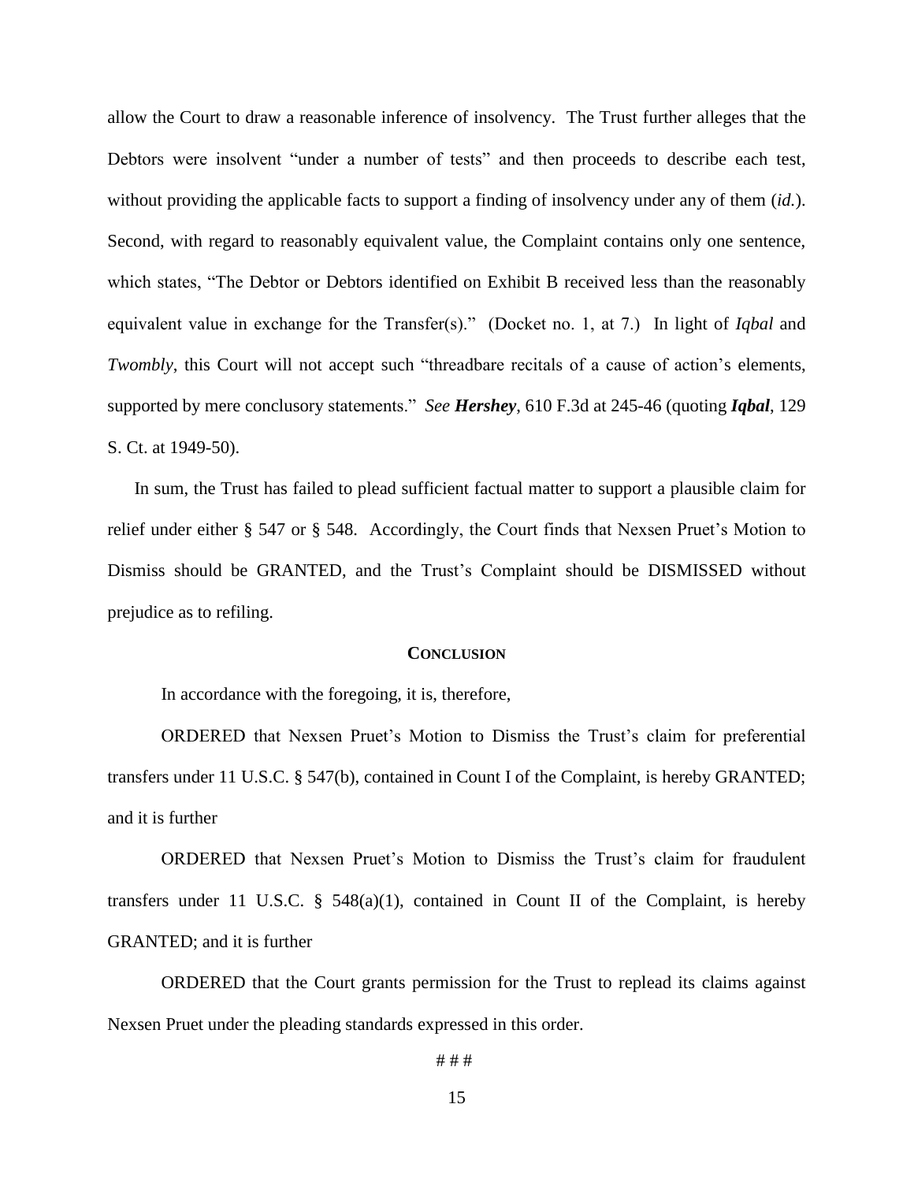allow the Court to draw a reasonable inference of insolvency. The Trust further alleges that the Debtors were insolvent "under a number of tests" and then proceeds to describe each test, without providing the applicable facts to support a finding of insolvency under any of them (*id.*). Second, with regard to reasonably equivalent value, the Complaint contains only one sentence, which states, "The Debtor or Debtors identified on Exhibit B received less than the reasonably equivalent value in exchange for the Transfer(s)." (Docket no. 1, at 7.) In light of *Iqbal* and *Twombly*, this Court will not accept such "threadbare recitals of a cause of action's elements, supported by mere conclusory statements." *See* ***Hershey***, 610 F.3d at 245-46 (quoting ***Iqbal***, 129 S. Ct. at 1949-50).

In sum, the Trust has failed to plead sufficient factual matter to support a plausible claim for relief under either § 547 or § 548. Accordingly, the Court finds that Nexsen Pruet's Motion to Dismiss should be GRANTED, and the Trust's Complaint should be DISMISSED without prejudice as to refiling.

## CONCLUSION

In accordance with the foregoing, it is, therefore,

ORDERED that Nexsen Pruet's Motion to Dismiss the Trust's claim for preferential transfers under 11 U.S.C. § 547(b), contained in Count I of the Complaint, is hereby GRANTED; and it is further

ORDERED that Nexsen Pruet's Motion to Dismiss the Trust's claim for fraudulent transfers under 11 U.S.C. § 548(a)(1), contained in Count II of the Complaint, is hereby GRANTED; and it is further

ORDERED that the Court grants permission for the Trust to replead its claims against Nexsen Pruet under the pleading standards expressed in this order.

# # #